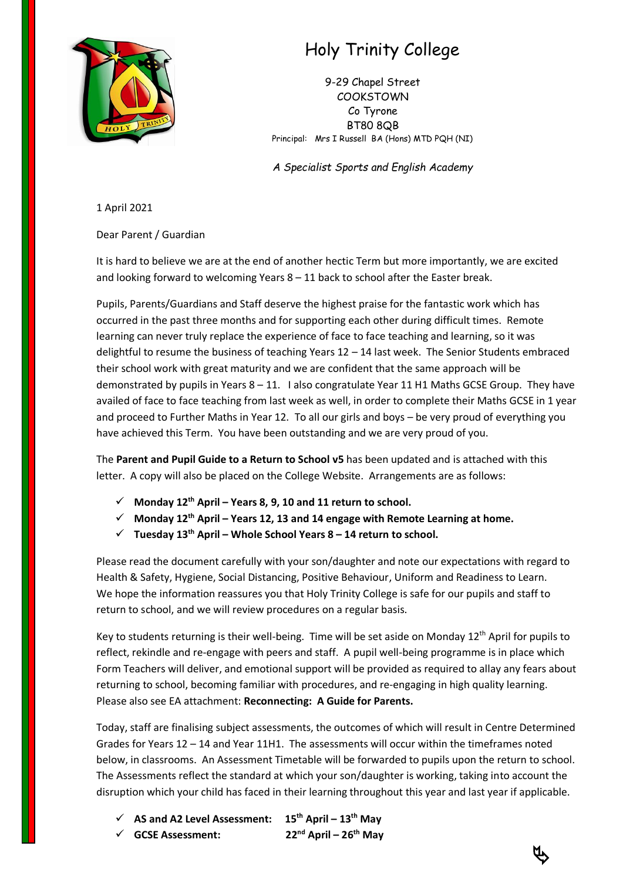# Holy Trinity College

9-29 Chapel Street
COOKSTOWN
Co Tyrone
BT80 8QB
Principal: Mrs I Russell BA (Hons) MTD PQH (NI)

*A Specialist Sports and English Academy*

1 April 2021

Dear Parent / Guardian

It is hard to believe we are at the end of another hectic Term but more importantly, we are excited and looking forward to welcoming Years 8 – 11 back to school after the Easter break.

Pupils, Parents/Guardians and Staff deserve the highest praise for the fantastic work which has occurred in the past three months and for supporting each other during difficult times. Remote learning can never truly replace the experience of face to face teaching and learning, so it was delightful to resume the business of teaching Years 12 – 14 last week. The Senior Students embraced their school work with great maturity and we are confident that the same approach will be demonstrated by pupils in Years 8 – 11. I also congratulate Year 11 H1 Maths GCSE Group. They have availed of face to face teaching from last week as well, in order to complete their Maths GCSE in 1 year and proceed to Further Maths in Year 12. To all our girls and boys – be very proud of everything you have achieved this Term. You have been outstanding and we are very proud of you.

The **Parent and Pupil Guide to a Return to School v5** has been updated and is attached with this letter. A copy will also be placed on the College Website. Arrangements are as follows:

- ✓ **Monday 12th April – Years 8, 9, 10 and 11 return to school.**
- ✓ **Monday 12th April – Years 12, 13 and 14 engage with Remote Learning at home.**
- ✓ **Tuesday 13th April – Whole School Years 8 – 14 return to school.**

Please read the document carefully with your son/daughter and note our expectations with regard to Health & Safety, Hygiene, Social Distancing, Positive Behaviour, Uniform and Readiness to Learn. We hope the information reassures you that Holy Trinity College is safe for our pupils and staff to return to school, and we will review procedures on a regular basis.

Key to students returning is their well-being. Time will be set aside on Monday 12th April for pupils to reflect, rekindle and re-engage with peers and staff. A pupil well-being programme is in place which Form Teachers will deliver, and emotional support will be provided as required to allay any fears about returning to school, becoming familiar with procedures, and re-engaging in high quality learning. Please also see EA attachment: **Reconnecting: A Guide for Parents.**

Today, staff are finalising subject assessments, the outcomes of which will result in Centre Determined Grades for Years 12 – 14 and Year 11H1. The assessments will occur within the timeframes noted below, in classrooms. An Assessment Timetable will be forwarded to pupils upon the return to school. The Assessments reflect the standard at which your son/daughter is working, taking into account the disruption which your child has faced in their learning throughout this year and last year if applicable.

- ✓ **AS and A2 Level Assessment: 15th April – 13th May**
- ✓ **GCSE Assessment: 22nd April – 26th May**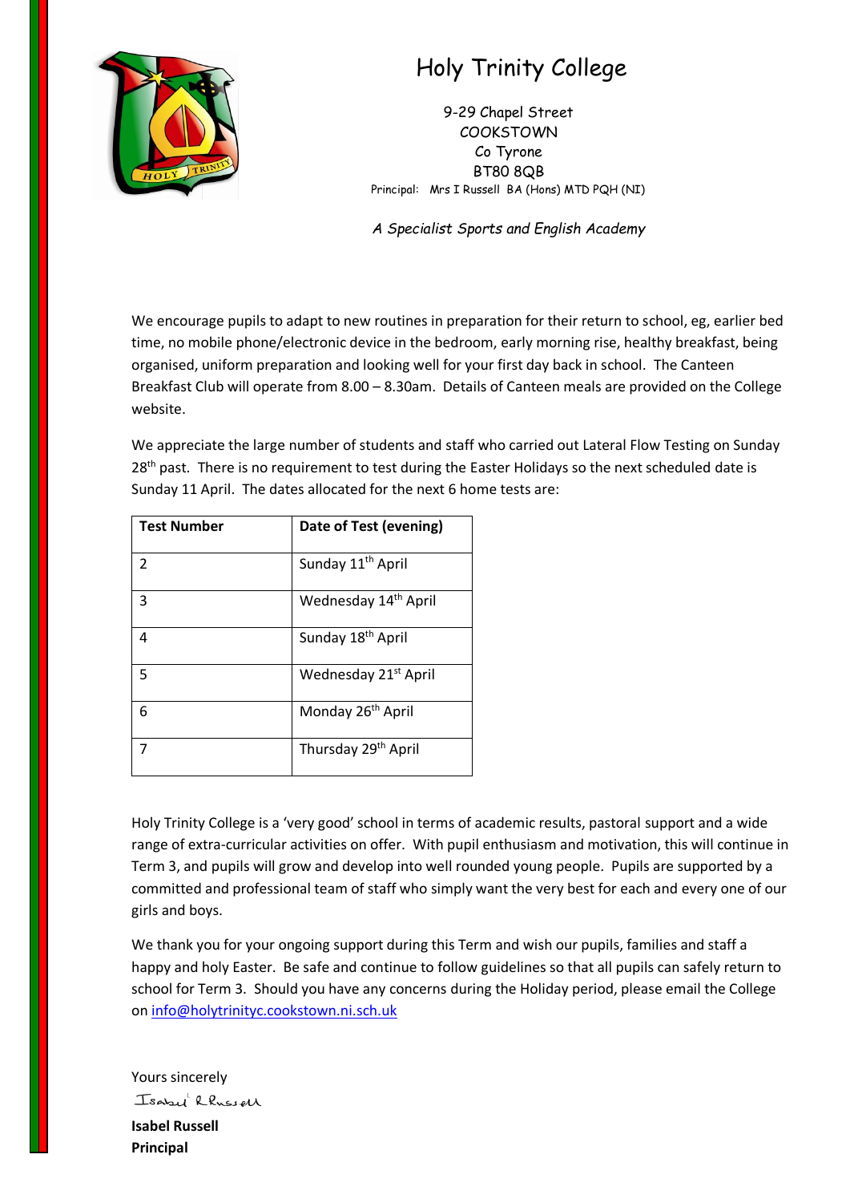# Holy Trinity College

9-29 Chapel Street
COOKSTOWN
Co Tyrone
BT80 8QB
Principal: Mrs I Russell BA (Hons) MTD PQH (NI)

*A Specialist Sports and English Academy*

We encourage pupils to adapt to new routines in preparation for their return to school, eg, earlier bed time, no mobile phone/electronic device in the bedroom, early morning rise, healthy breakfast, being organised, uniform preparation and looking well for your first day back in school. The Canteen Breakfast Club will operate from 8.00 – 8.30am. Details of Canteen meals are provided on the College website.

We appreciate the large number of students and staff who carried out Lateral Flow Testing on Sunday 28th past. There is no requirement to test during the Easter Holidays so the next scheduled date is Sunday 11 April. The dates allocated for the next 6 home tests are:

| **Test Number** | **Date of Test (evening)** |
|---|---|
| 2 | Sunday 11th April |
| 3 | Wednesday 14th April |
| 4 | Sunday 18th April |
| 5 | Wednesday 21st April |
| 6 | Monday 26th April |
| 7 | Thursday 29th April |

Holy Trinity College is a 'very good' school in terms of academic results, pastoral support and a wide range of extra-curricular activities on offer. With pupil enthusiasm and motivation, this will continue in Term 3, and pupils will grow and develop into well rounded young people. Pupils are supported by a committed and professional team of staff who simply want the very best for each and every one of our girls and boys.

We thank you for your ongoing support during this Term and wish our pupils, families and staff a happy and holy Easter. Be safe and continue to follow guidelines so that all pupils can safely return to school for Term 3. Should you have any concerns during the Holiday period, please email the College on info@holytrinityc.cookstown.ni.sch.uk

Yours sincerely

Isabel R Russell

**Isabel Russell**
**Principal**